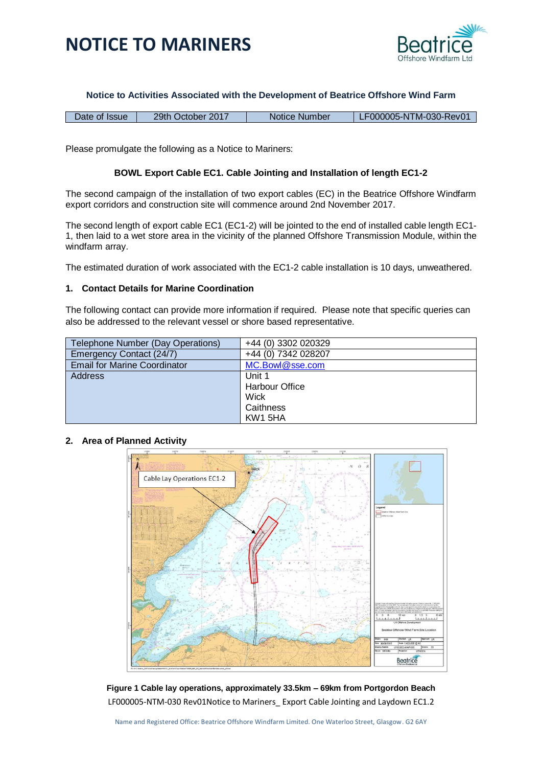# NOTICE TO MARINERS

**Notice to Activities Associated with the Development of Beatrice Offshore Wind Farm**

| Date of Issue | 29th October 2017 | Notice Number | LF000005-NTM-030-Rev01 |
|---|---|---|---|

Please promulgate the following as a Notice to Mariners:

**BOWL Export Cable EC1. Cable Jointing and Installation of length EC1-2**

The second campaign of the installation of two export cables (EC) in the Beatrice Offshore Windfarm export corridors and construction site will commence around 2nd November 2017.

The second length of export cable EC1 (EC1-2) will be jointed to the end of installed cable length EC1-1, then laid to a wet store area in the vicinity of the planned Offshore Transmission Module, within the windfarm array.

The estimated duration of work associated with the EC1-2 cable installation is 10 days, unweathered.

## 1. Contact Details for Marine Coordination

The following contact can provide more information if required. Please note that specific queries can also be addressed to the relevant vessel or shore based representative.

| | |
|---|---|
| Telephone Number (Day Operations) | +44 (0) 3302 020329 |
| Emergency Contact (24/7) | +44 (0) 7342 028207 |
| Email for Marine Coordinator | MC.Bowl@sse.com |
| Address | Unit 1<br>Harbour Office<br>Wick<br>Caithness<br>KW1 5HA |

## 2. Area of Planned Activity

**Figure 1 Cable lay operations, approximately 33.5km – 69km from Portgordon Beach**

LF000005-NTM-030 Rev01Notice to Mariners_ Export Cable Jointing and Laydown EC1.2

Name and Registered Office: Beatrice Offshore Windfarm Limited. One Waterloo Street, Glasgow. G2 6AY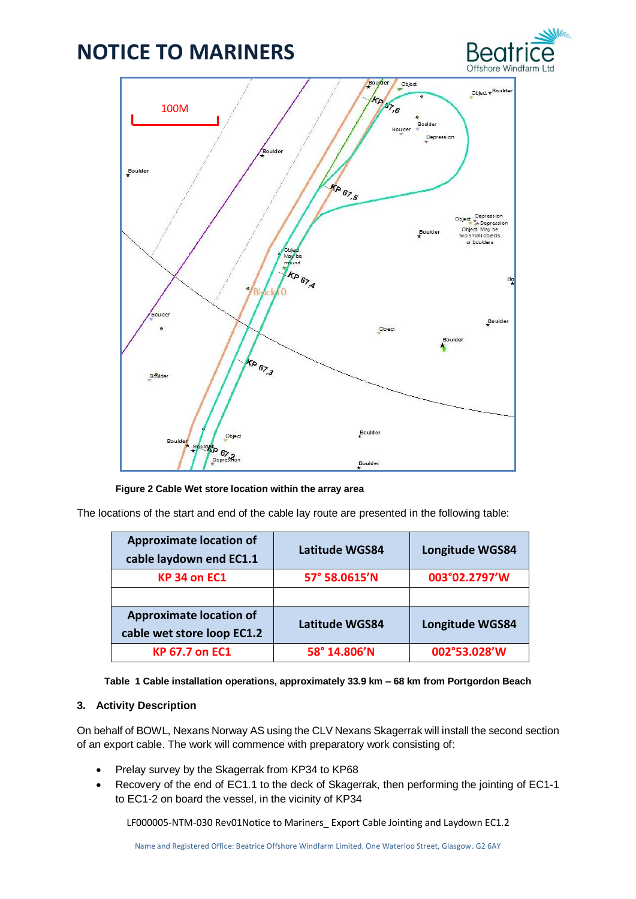**Figure 2 Cable Wet store location within the array area**

The locations of the start and end of the cable lay route are presented in the following table:

| Approximate location of cable laydown end EC1.1 | Latitude WGS84 | Longitude WGS84 |
|---|---|---|
| KP 34 on EC1 | 57° 58.0615'N | 003°02.2797'W |
| | | |
| **Approximate location of cable wet store loop EC1.2** | **Latitude WGS84** | **Longitude WGS84** |
| KP 67.7 on EC1 | 58° 14.806'N | 002°53.028'W |

**Table 1 Cable installation operations, approximately 33.9 km – 68 km from Portgordon Beach**

### 3. Activity Description

On behalf of BOWL, Nexans Norway AS using the CLV Nexans Skagerrak will install the second section of an export cable. The work will commence with preparatory work consisting of:

- Prelay survey by the Skagerrak from KP34 to KP68
- Recovery of the end of EC1.1 to the deck of Skagerrak, then performing the jointing of EC1-1 to EC1-2 on board the vessel, in the vicinity of KP34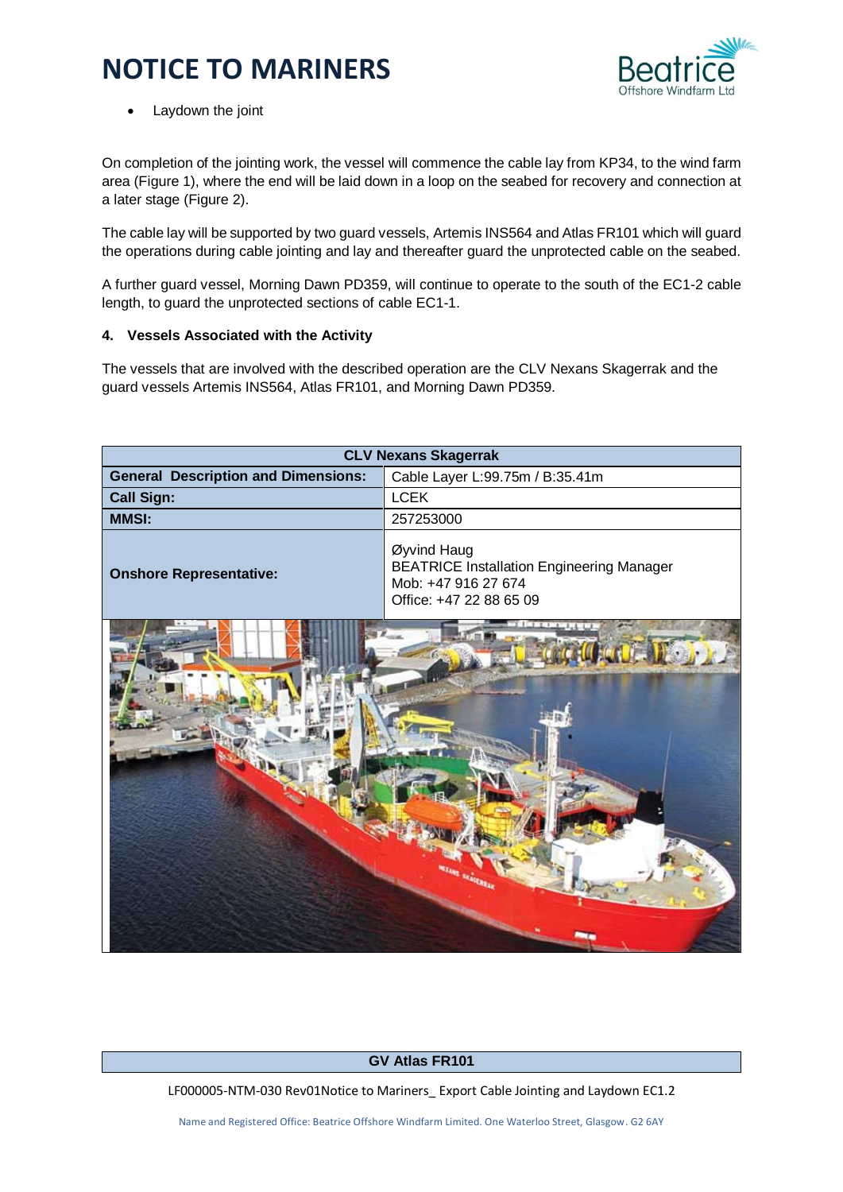- Laydown the joint

On completion of the jointing work, the vessel will commence the cable lay from KP34, to the wind farm area (Figure 1), where the end will be laid down in a loop on the seabed for recovery and connection at a later stage (Figure 2).

The cable lay will be supported by two guard vessels, Artemis INS564 and Atlas FR101 which will guard the operations during cable jointing and lay and thereafter guard the unprotected cable on the seabed.

A further guard vessel, Morning Dawn PD359, will continue to operate to the south of the EC1-2 cable length, to guard the unprotected sections of cable EC1-1.

#### 4. Vessels Associated with the Activity

The vessels that are involved with the described operation are the CLV Nexans Skagerrak and the guard vessels Artemis INS564, Atlas FR101, and Morning Dawn PD359.

| CLV Nexans Skagerrak | |
|---|---|
| **General Description and Dimensions:** | Cable Layer L:99.75m / B:35.41m |
| **Call Sign:** | LCEK |
| **MMSI:** | 257253000 |
| **Onshore Representative:** | Øyvind Haug<br>BEATRICE Installation Engineering Manager<br>Mob: +47 916 27 674<br>Office: +47 22 88 65 09 |

| GV Atlas FR101 |
|---|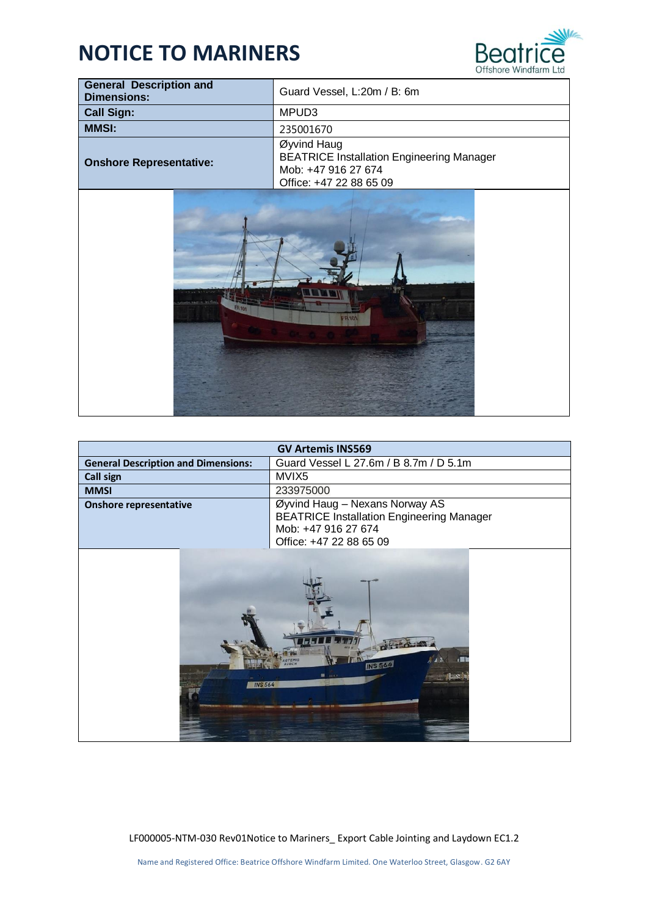# NOTICE TO MARINERS

| General Description and Dimensions: | Guard Vessel, L:20m / B: 6m |
|---|---|
| Call Sign: | MPUD3 |
| MMSI: | 235001670 |
| Onshore Representative: | Øyvind Haug<br>BEATRICE Installation Engineering Manager<br>Mob: +47 916 27 674<br>Office: +47 22 88 65 09 |

| GV Artemis INS569 | |
|---|---|
| General Description and Dimensions: | Guard Vessel L 27.6m / B 8.7m / D 5.1m |
| Call sign | MVIX5 |
| MMSI | 233975000 |
| Onshore representative | Øyvind Haug – Nexans Norway AS<br>BEATRICE Installation Engineering Manager<br>Mob: +47 916 27 674<br>Office: +47 22 88 65 09 |

LF000005-NTM-030 Rev01Notice to Mariners_ Export Cable Jointing and Laydown EC1.2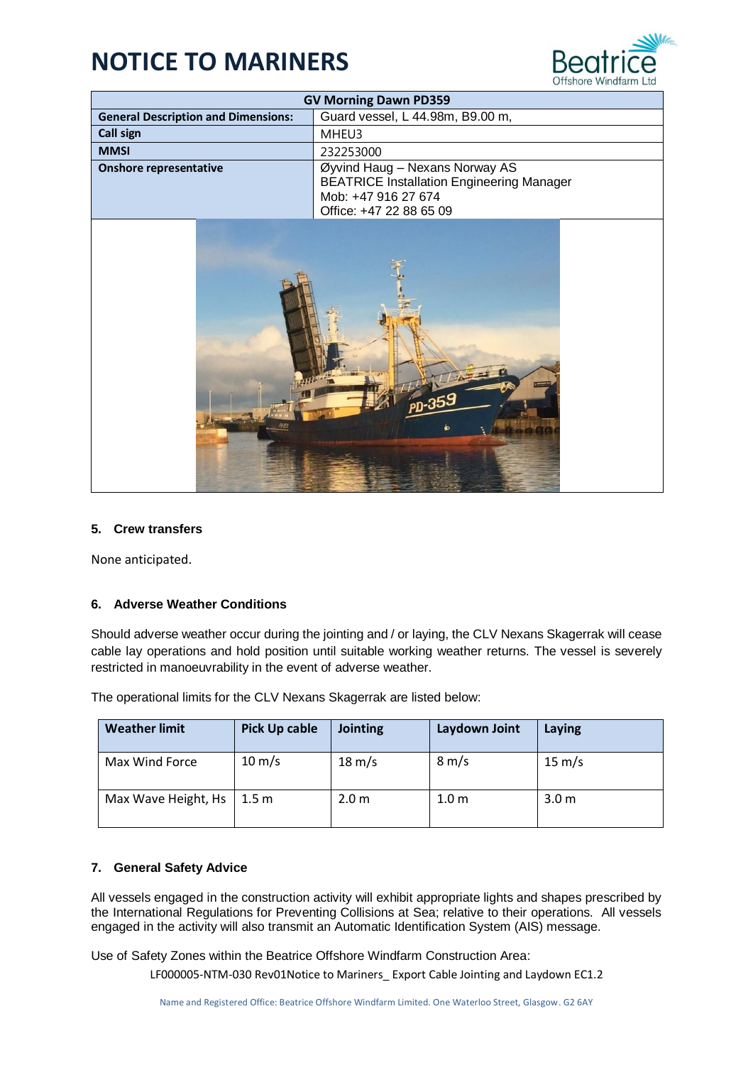# NOTICE TO MARINERS

| GV Morning Dawn PD359 | |
|---|---|
| **General Description and Dimensions:** | Guard vessel, L 44.98m, B9.00 m, |
| **Call sign** | MHEU3 |
| **MMSI** | 232253000 |
| **Onshore representative** | Øyvind Haug – Nexans Norway AS<br>BEATRICE Installation Engineering Manager<br>Mob: +47 916 27 674<br>Office: +47 22 88 65 09 |

## 5. Crew transfers

None anticipated.

## 6. Adverse Weather Conditions

Should adverse weather occur during the jointing and / or laying, the CLV Nexans Skagerrak will cease cable lay operations and hold position until suitable working weather returns. The vessel is severely restricted in manoeuvrability in the event of adverse weather.

The operational limits for the CLV Nexans Skagerrak are listed below:

| Weather limit | Pick Up cable | Jointing | Laydown Joint | Laying |
|---|---|---|---|---|
| Max Wind Force | 10 m/s | 18 m/s | 8 m/s | 15 m/s |
| Max Wave Height, Hs | 1.5 m | 2.0 m | 1.0 m | 3.0 m |

## 7. General Safety Advice

All vessels engaged in the construction activity will exhibit appropriate lights and shapes prescribed by the International Regulations for Preventing Collisions at Sea; relative to their operations. All vessels engaged in the activity will also transmit an Automatic Identification System (AIS) message.

Use of Safety Zones within the Beatrice Offshore Windfarm Construction Area: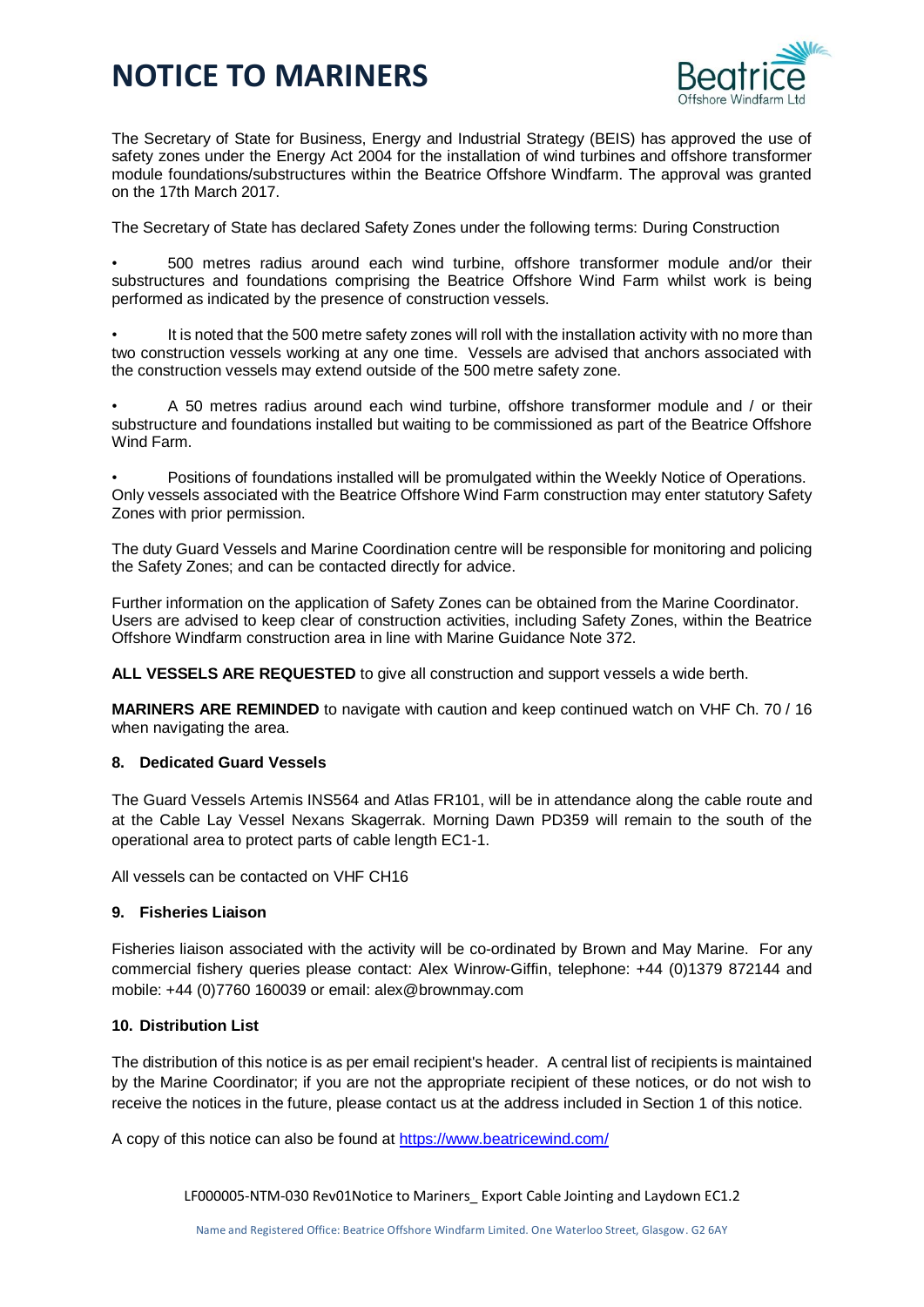# NOTICE TO MARINERS

The Secretary of State for Business, Energy and Industrial Strategy (BEIS) has approved the use of safety zones under the Energy Act 2004 for the installation of wind turbines and offshore transformer module foundations/substructures within the Beatrice Offshore Windfarm. The approval was granted on the 17th March 2017.

The Secretary of State has declared Safety Zones under the following terms: During Construction

- 500 metres radius around each wind turbine, offshore transformer module and/or their substructures and foundations comprising the Beatrice Offshore Wind Farm whilst work is being performed as indicated by the presence of construction vessels.
- It is noted that the 500 metre safety zones will roll with the installation activity with no more than two construction vessels working at any one time. Vessels are advised that anchors associated with the construction vessels may extend outside of the 500 metre safety zone.
- A 50 metres radius around each wind turbine, offshore transformer module and / or their substructure and foundations installed but waiting to be commissioned as part of the Beatrice Offshore Wind Farm.
- Positions of foundations installed will be promulgated within the Weekly Notice of Operations. Only vessels associated with the Beatrice Offshore Wind Farm construction may enter statutory Safety Zones with prior permission.

The duty Guard Vessels and Marine Coordination centre will be responsible for monitoring and policing the Safety Zones; and can be contacted directly for advice.

Further information on the application of Safety Zones can be obtained from the Marine Coordinator. Users are advised to keep clear of construction activities, including Safety Zones, within the Beatrice Offshore Windfarm construction area in line with Marine Guidance Note 372.

**ALL VESSELS ARE REQUESTED** to give all construction and support vessels a wide berth.

**MARINERS ARE REMINDED** to navigate with caution and keep continued watch on VHF Ch. 70 / 16 when navigating the area.

### 8. Dedicated Guard Vessels

The Guard Vessels Artemis INS564 and Atlas FR101, will be in attendance along the cable route and at the Cable Lay Vessel Nexans Skagerrak. Morning Dawn PD359 will remain to the south of the operational area to protect parts of cable length EC1-1.

All vessels can be contacted on VHF CH16

### 9. Fisheries Liaison

Fisheries liaison associated with the activity will be co-ordinated by Brown and May Marine. For any commercial fishery queries please contact: Alex Winrow-Giffin, telephone: +44 (0)1379 872144 and mobile: +44 (0)7760 160039 or email: alex@brownmay.com

### 10. Distribution List

The distribution of this notice is as per email recipient's header. A central list of recipients is maintained by the Marine Coordinator; if you are not the appropriate recipient of these notices, or do not wish to receive the notices in the future, please contact us at the address included in Section 1 of this notice.

A copy of this notice can also be found at [https://www.beatricewind.com/](https://www.beatricewind.com/)